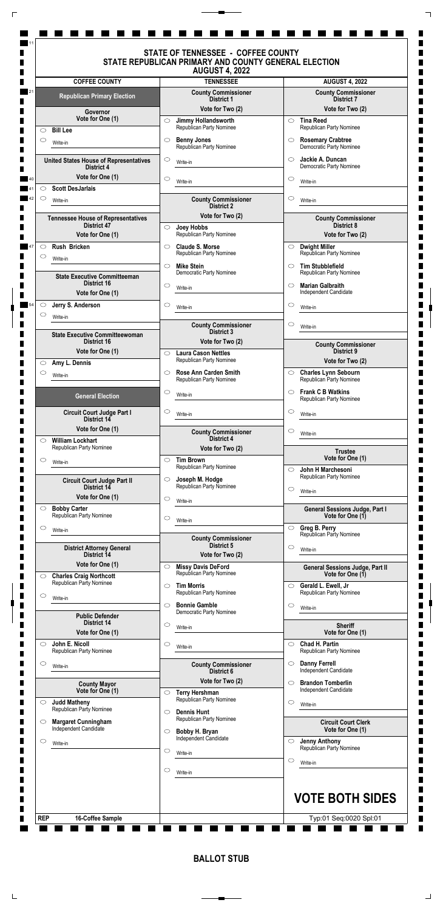# STATE OF TENNESSEE - COFFEE COUNTY
## STATE REPUBLICAN PRIMARY AND COUNTY GENERAL ELECTION
### AUGUST 4, 2022

COFFEE COUNTY | TENNESSEE | AUGUST 4, 2022

## Republican Primary Election

### Governor
Vote for One (1)

- ○ Bill Lee
- ○ Write-in

### United States House of Representatives District 4
Vote for One (1)

- ○ Scott DesJarlais
- ○ Write-in

### Tennessee House of Representatives District 47
Vote for One (1)

- ○ Rush Bricken
- ○ Write-in

### State Executive Committeeman District 16
Vote for One (1)

- ○ Jerry S. Anderson
- ○ Write-in

### State Executive Committeewoman District 16
Vote for One (1)

- ○ Amy L. Dennis
- ○ Write-in

## General Election

### Circuit Court Judge Part I District 14
Vote for One (1)

- ○ William Lockhart, Republican Party Nominee
- ○ Write-in

### Circuit Court Judge Part II District 14
Vote for One (1)

- ○ Bobby Carter, Republican Party Nominee
- ○ Write-in

### District Attorney General District 14
Vote for One (1)

- ○ Charles Craig Northcott, Republican Party Nominee
- ○ Write-in

### Public Defender District 14
Vote for One (1)

- ○ John E. Nicoll, Republican Party Nominee
- ○ Write-in

### County Mayor
Vote for One (1)

- ○ Judd Matheny, Republican Party Nominee
- ○ Margaret Cunningham, Independent Candidate
- ○ Write-in

### County Commissioner District 1
Vote for Two (2)

- ○ Jimmy Hollandsworth, Republican Party Nominee
- ○ Benny Jones, Republican Party Nominee
- ○ Write-in
- ○ Write-in

### County Commissioner District 2
Vote for Two (2)

- ○ Joey Hobbs, Republican Party Nominee
- ○ Claude S. Morse, Republican Party Nominee
- ○ Mike Stein, Democratic Party Nominee
- ○ Write-in
- ○ Write-in

### County Commissioner District 3
Vote for Two (2)

- ○ Laura Cason Nettles, Republican Party Nominee
- ○ Rose Ann Carden Smith, Republican Party Nominee
- ○ Write-in
- ○ Write-in

### County Commissioner District 4
Vote for Two (2)

- ○ Tim Brown, Republican Party Nominee
- ○ Joseph M. Hodge, Republican Party Nominee
- ○ Write-in
- ○ Write-in

### County Commissioner District 5
Vote for Two (2)

- ○ Missy Davis DeFord, Republican Party Nominee
- ○ Tim Morris, Republican Party Nominee
- ○ Bonnie Gamble, Democratic Party Nominee
- ○ Write-in
- ○ Write-in

### County Commissioner District 6
Vote for Two (2)

- ○ Terry Hershman, Republican Party Nominee
- ○ Dennis Hunt, Republican Party Nominee
- ○ Bobby H. Bryan, Independent Candidate
- ○ Write-in
- ○ Write-in

### County Commissioner District 7
Vote for Two (2)

- ○ Tina Reed, Republican Party Nominee
- ○ Rosemary Crabtree, Democratic Party Nominee
- ○ Jackie A. Duncan, Democratic Party Nominee
- ○ Write-in
- ○ Write-in

### County Commissioner District 8
Vote for Two (2)

- ○ Dwight Miller, Republican Party Nominee
- ○ Tim Stubblefield, Republican Party Nominee
- ○ Marian Galbraith, Independent Candidate
- ○ Write-in
- ○ Write-in

### County Commissioner District 9
Vote for Two (2)

- ○ Charles Lynn Sebourn, Republican Party Nominee
- ○ Frank C B Watkins, Republican Party Nominee
- ○ Write-in
- ○ Write-in

### Trustee
Vote for One (1)

- ○ John H Marchesoni, Republican Party Nominee
- ○ Write-in

### General Sessions Judge, Part I
Vote for One (1)

- ○ Greg B. Perry, Republican Party Nominee
- ○ Write-in

### General Sessions Judge, Part II
Vote for One (1)

- ○ Gerald L. Ewell, Jr, Republican Party Nominee
- ○ Write-in

### Sheriff
Vote for One (1)

- ○ Chad H. Partin, Republican Party Nominee
- ○ Danny Ferrell, Independent Candidate
- ○ Brandon Tomberlin, Independent Candidate
- ○ Write-in

### Circuit Court Clerk
Vote for One (1)

- ○ Jenny Anthony, Republican Party Nominee
- ○ Write-in

# VOTE BOTH SIDES

REP 16-Coffee Sample

Typ:01 Seq:0020 Spl:01

**BALLOT STUB**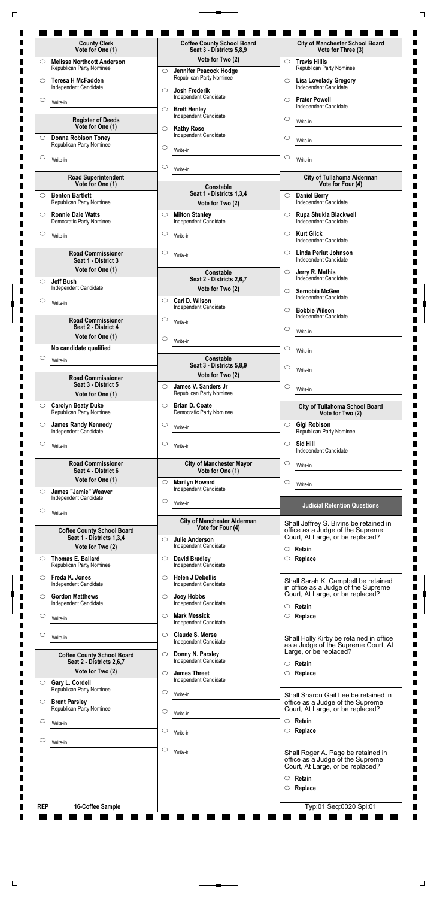## County Clerk
**Vote for One (1)**

- ○ **Melissa Northcott Anderson** — Republican Party Nominee
- ○ **Teresa H McFadden** — Independent Candidate
- ○ Write-in

## Register of Deeds
**Vote for One (1)**

- ○ **Donna Robison Toney** — Republican Party Nominee
- ○ Write-in

## Road Superintendent
**Vote for One (1)**

- ○ **Benton Bartlett** — Republican Party Nominee
- ○ **Ronnie Dale Watts** — Democratic Party Nominee
- ○ Write-in

## Road Commissioner Seat 1 - District 3
**Vote for One (1)**

- ○ **Jeff Bush** — Independent Candidate
- ○ Write-in

## Road Commissioner Seat 2 - District 4
**Vote for One (1)**

No candidate qualified

- ○ Write-in

## Road Commissioner Seat 3 - District 5
**Vote for One (1)**

- ○ **Carolyn Beaty Duke** — Republican Party Nominee
- ○ **James Randy Kennedy** — Independent Candidate
- ○ Write-in

## Road Commissioner Seat 4 - District 6
**Vote for One (1)**

- ○ **James "Jamie" Weaver** — Independent Candidate
- ○ Write-in

## Coffee County School Board Seat 1 - Districts 1,3,4
**Vote for Two (2)**

- ○ **Thomas E. Ballard** — Republican Party Nominee
- ○ **Freda K. Jones** — Independent Candidate
- ○ **Gordon Matthews** — Independent Candidate
- ○ Write-in
- ○ Write-in

## Coffee County School Board Seat 2 - Districts 2,6,7
**Vote for Two (2)**

- ○ **Gary L. Cordell** — Republican Party Nominee
- ○ **Brent Parsley** — Republican Party Nominee
- ○ Write-in
- ○ Write-in

## Coffee County School Board Seat 3 - Districts 5,8,9
**Vote for Two (2)**

- ○ **Jennifer Peacock Hodge** — Republican Party Nominee
- ○ **Josh Frederik** — Independent Candidate
- ○ **Brett Henley** — Independent Candidate
- ○ **Kathy Rose** — Independent Candidate
- ○ Write-in
- ○ Write-in

## Constable Seat 1 - Districts 1,3,4
**Vote for Two (2)**

- ○ **Milton Stanley** — Independent Candidate
- ○ Write-in
- ○ Write-in

## Constable Seat 2 - Districts 2,6,7
**Vote for Two (2)**

- ○ **Carl D. Wilson** — Independent Candidate
- ○ Write-in
- ○ Write-in

## Constable Seat 3 - Districts 5,8,9
**Vote for Two (2)**

- ○ **James V. Sanders Jr** — Republican Party Nominee
- ○ **Brian D. Coate** — Democratic Party Nominee
- ○ Write-in
- ○ Write-in

## City of Manchester Mayor
**Vote for One (1)**

- ○ **Marilyn Howard** — Independent Candidate
- ○ Write-in

## City of Manchester Alderman
**Vote for Four (4)**

- ○ **Julie Anderson** — Independent Candidate
- ○ **David Bradley** — Independent Candidate
- ○ **Helen J Debellis** — Independent Candidate
- ○ **Joey Hobbs** — Independent Candidate
- ○ **Mark Messick** — Independent Candidate
- ○ **Claude S. Morse** — Independent Candidate
- ○ **Donny N. Parsley** — Independent Candidate
- ○ **James Threet** — Independent Candidate
- ○ Write-in
- ○ Write-in
- ○ Write-in
- ○ Write-in

## City of Manchester School Board
**Vote for Three (3)**

- ○ **Travis Hillis** — Republican Party Nominee
- ○ **Lisa Lovelady Gregory** — Independent Candidate
- ○ **Prater Powell** — Independent Candidate
- ○ Write-in
- ○ Write-in
- ○ Write-in

## City of Tullahoma Alderman
**Vote for Four (4)**

- ○ **Daniel Berry** — Independent Candidate
- ○ **Rupa Shukla Blackwell** — Independent Candidate
- ○ **Kurt Glick** — Independent Candidate
- ○ **Linda Periut Johnson** — Independent Candidate
- ○ **Jerry R. Mathis** — Independent Candidate
- ○ **Sernobia McGee** — Independent Candidate
- ○ **Bobbie Wilson** — Independent Candidate
- ○ Write-in
- ○ Write-in
- ○ Write-in
- ○ Write-in

## City of Tullahoma School Board
**Vote for Two (2)**

- ○ **Gigi Robison** — Republican Party Nominee
- ○ **Sid Hill** — Independent Candidate
- ○ Write-in
- ○ Write-in

## Judicial Retention Questions

Shall Jeffrey S. Bivins be retained in office as a Judge of the Supreme Court, At Large, or be replaced?

- ○ **Retain**
- ○ **Replace**

Shall Sarah K. Campbell be retained in office as a Judge of the Supreme Court, At Large, or be replaced?

- ○ **Retain**
- ○ **Replace**

Shall Holly Kirby be retained in office as a Judge of the Supreme Court, At Large, or be replaced?

- ○ **Retain**
- ○ **Replace**

Shall Sharon Gail Lee be retained in office as a Judge of the Supreme Court, At Large, or be replaced?

- ○ **Retain**
- ○ **Replace**

Shall Roger A. Page be retained in office as a Judge of the Supreme Court, At Large, or be replaced?

- ○ **Retain**
- ○ **Replace**

**REP** **16-Coffee Sample**

Typ:01 Seq:0020 Spl:01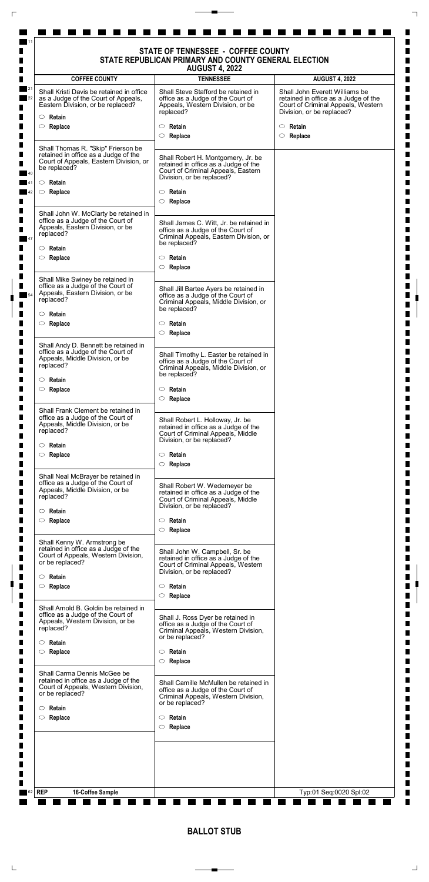# STATE OF TENNESSEE - COFFEE COUNTY
## STATE REPUBLICAN PRIMARY AND COUNTY GENERAL ELECTION
### AUGUST 4, 2022

**COFFEE COUNTY**

Shall Kristi Davis be retained in office as a Judge of the Court of Appeals, Eastern Division, or be replaced?

- ○ **Retain**
- ○ **Replace**

Shall Thomas R. "Skip" Frierson be retained in office as a Judge of the Court of Appeals, Eastern Division, or be replaced?

- ○ **Retain**
- ○ **Replace**

Shall John W. McClarty be retained in office as a Judge of the Court of Appeals, Eastern Division, or be replaced?

- ○ **Retain**
- ○ **Replace**

Shall Mike Swiney be retained in office as a Judge of the Court of Appeals, Eastern Division, or be replaced?

- ○ **Retain**
- ○ **Replace**

Shall Andy D. Bennett be retained in office as a Judge of the Court of Appeals, Middle Division, or be replaced?

- ○ **Retain**
- ○ **Replace**

Shall Frank Clement be retained in office as a Judge of the Court of Appeals, Middle Division, or be replaced?

- ○ **Retain**
- ○ **Replace**

Shall Neal McBrayer be retained in office as a Judge of the Court of Appeals, Middle Division, or be replaced?

- ○ **Retain**
- ○ **Replace**

Shall Kenny W. Armstrong be retained in office as a Judge of the Court of Appeals, Western Division, or be replaced?

- ○ **Retain**
- ○ **Replace**

Shall Arnold B. Goldin be retained in office as a Judge of the Court of Appeals, Western Division, or be replaced?

- ○ **Retain**
- ○ **Replace**

Shall Carma Dennis McGee be retained in office as a Judge of the Court of Appeals, Western Division, or be replaced?

- ○ **Retain**
- ○ **Replace**

**TENNESSEE**

Shall Steve Stafford be retained in office as a Judge of the Court of Appeals, Western Division, or be replaced?

- ○ **Retain**
- ○ **Replace**

Shall Robert H. Montgomery, Jr. be retained in office as a Judge of the Court of Criminal Appeals, Eastern Division, or be replaced?

- ○ **Retain**
- ○ **Replace**

Shall James C. Witt, Jr. be retained in office as a Judge of the Court of Criminal Appeals, Eastern Division, or be replaced?

- ○ **Retain**
- ○ **Replace**

Shall Jill Bartee Ayers be retained in office as a Judge of the Court of Criminal Appeals, Middle Division, or be replaced?

- ○ **Retain**
- ○ **Replace**

Shall Timothy L. Easter be retained in office as a Judge of the Court of Criminal Appeals, Middle Division, or be replaced?

- ○ **Retain**
- ○ **Replace**

Shall Robert L. Holloway, Jr. be retained in office as a Judge of the Court of Criminal Appeals, Middle Division, or be replaced?

- ○ **Retain**
- ○ **Replace**

Shall Robert W. Wedemeyer be retained in office as a Judge of the Court of Criminal Appeals, Middle Division, or be replaced?

- ○ **Retain**
- ○ **Replace**

Shall John W. Campbell, Sr. be retained in office as a Judge of the Court of Criminal Appeals, Western Division, or be replaced?

- ○ **Retain**
- ○ **Replace**

Shall J. Ross Dyer be retained in office as a Judge of the Court of Criminal Appeals, Western Division, or be replaced?

- ○ **Retain**
- ○ **Replace**

Shall Camille McMullen be retained in office as a Judge of the Court of Criminal Appeals, Western Division, or be replaced?

- ○ **Retain**
- ○ **Replace**

**AUGUST 4, 2022**

Shall John Everett Williams be retained in office as a Judge of the Court of Criminal Appeals, Western Division, or be replaced?

- ○ **Retain**
- ○ **Replace**

**REP** **16-Coffee Sample**

Typ:01 Seq:0020 Spl:02

**BALLOT STUB**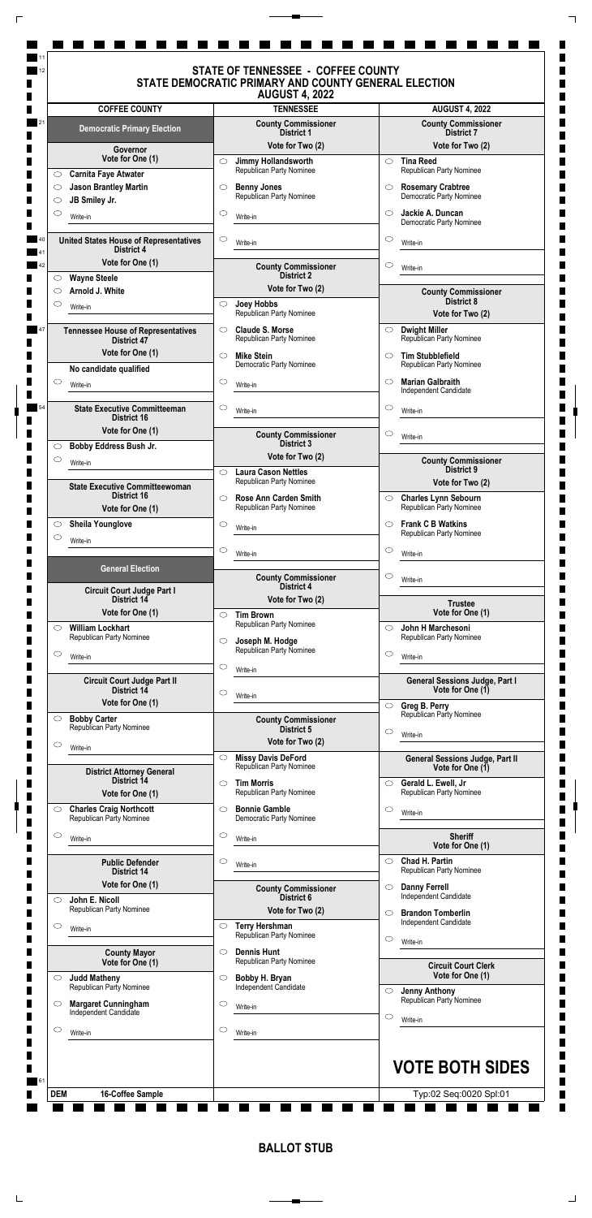# STATE OF TENNESSEE - COFFEE COUNTY
## STATE DEMOCRATIC PRIMARY AND COUNTY GENERAL ELECTION
### AUGUST 4, 2022

| COFFEE COUNTY | TENNESSEE | AUGUST 4, 2022 |
|---|---|---|

**Democratic Primary Election**

**Governor**
Vote for One (1)
- ○ Carnita Faye Atwater
- ○ Jason Brantley Martin
- ○ JB Smiley Jr.
- ○ Write-in

**United States House of Representatives District 4**
Vote for One (1)
- ○ Wayne Steele
- ○ Arnold J. White
- ○ Write-in

**Tennessee House of Representatives District 47**
Vote for One (1)
No candidate qualified
- ○ Write-in

**State Executive Committeeman District 16**
Vote for One (1)
- ○ Bobby Eddress Bush Jr.
- ○ Write-in

**State Executive Committeewoman District 16**
Vote for One (1)
- ○ Sheila Younglove
- ○ Write-in

**General Election**

**Circuit Court Judge Part I District 14**
Vote for One (1)
- ○ William Lockhart — Republican Party Nominee
- ○ Write-in

**Circuit Court Judge Part II District 14**
Vote for One (1)
- ○ Bobby Carter — Republican Party Nominee
- ○ Write-in

**District Attorney General District 14**
Vote for One (1)
- ○ Charles Craig Northcott — Republican Party Nominee
- ○ Write-in

**Public Defender District 14**
Vote for One (1)
- ○ John E. Nicoll — Republican Party Nominee
- ○ Write-in

**County Mayor**
Vote for One (1)
- ○ Judd Matheny — Republican Party Nominee
- ○ Margaret Cunningham — Independent Candidate
- ○ Write-in

**County Commissioner District 1**
Vote for Two (2)
- ○ Jimmy Hollandsworth — Republican Party Nominee
- ○ Benny Jones — Republican Party Nominee
- ○ Write-in
- ○ Write-in

**County Commissioner District 2**
Vote for Two (2)
- ○ Joey Hobbs — Republican Party Nominee
- ○ Claude S. Morse — Republican Party Nominee
- ○ Mike Stein — Democratic Party Nominee
- ○ Write-in
- ○ Write-in

**County Commissioner District 3**
Vote for Two (2)
- ○ Laura Cason Nettles — Republican Party Nominee
- ○ Rose Ann Carden Smith — Republican Party Nominee
- ○ Write-in
- ○ Write-in

**County Commissioner District 4**
Vote for Two (2)
- ○ Tim Brown — Republican Party Nominee
- ○ Joseph M. Hodge — Republican Party Nominee
- ○ Write-in
- ○ Write-in

**County Commissioner District 5**
Vote for Two (2)
- ○ Missy Davis DeFord — Republican Party Nominee
- ○ Tim Morris — Republican Party Nominee
- ○ Bonnie Gamble — Democratic Party Nominee
- ○ Write-in
- ○ Write-in

**County Commissioner District 6**
Vote for Two (2)
- ○ Terry Hershman — Republican Party Nominee
- ○ Dennis Hunt — Republican Party Nominee
- ○ Bobby H. Bryan — Independent Candidate
- ○ Write-in
- ○ Write-in

**County Commissioner District 7**
Vote for Two (2)
- ○ Tina Reed — Republican Party Nominee
- ○ Rosemary Crabtree — Democratic Party Nominee
- ○ Jackie A. Duncan — Democratic Party Nominee
- ○ Write-in
- ○ Write-in

**County Commissioner District 8**
Vote for Two (2)
- ○ Dwight Miller — Republican Party Nominee
- ○ Tim Stubblefield — Republican Party Nominee
- ○ Marian Galbraith — Independent Candidate
- ○ Write-in
- ○ Write-in

**County Commissioner District 9**
Vote for Two (2)
- ○ Charles Lynn Sebourn — Republican Party Nominee
- ○ Frank C B Watkins — Republican Party Nominee
- ○ Write-in
- ○ Write-in

**Trustee**
Vote for One (1)
- ○ John H Marchesoni — Republican Party Nominee
- ○ Write-in

**General Sessions Judge, Part I**
Vote for One (1)
- ○ Greg B. Perry — Republican Party Nominee
- ○ Write-in

**General Sessions Judge, Part II**
Vote for One (1)
- ○ Gerald L. Ewell, Jr — Republican Party Nominee
- ○ Write-in

**Sheriff**
Vote for One (1)
- ○ Chad H. Partin — Republican Party Nominee
- ○ Danny Ferrell — Independent Candidate
- ○ Brandon Tomberlin — Independent Candidate
- ○ Write-in

**Circuit Court Clerk**
Vote for One (1)
- ○ Jenny Anthony — Republican Party Nominee
- ○ Write-in

## VOTE BOTH SIDES

DEM 16-Coffee Sample

Typ:02 Seq:0020 Spl:01

**BALLOT STUB**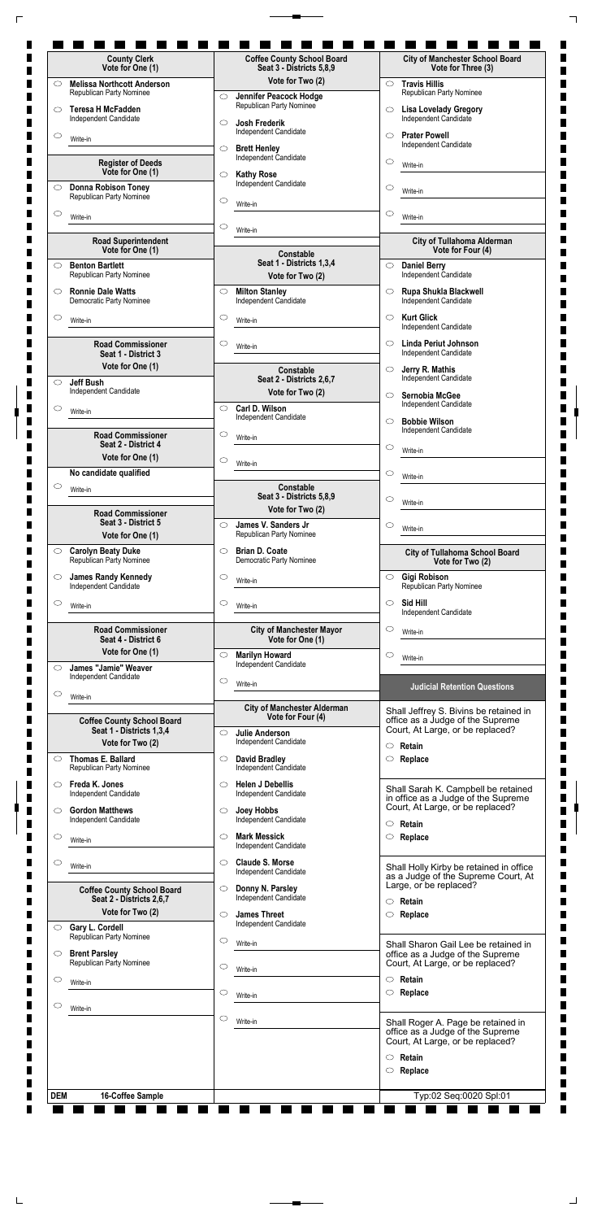### County Clerk
Vote for One (1)

- Melissa Northcott Anderson
  Republican Party Nominee
- Teresa H McFadden
  Independent Candidate
- Write-in

### Register of Deeds
Vote for One (1)

- Donna Robison Toney
  Republican Party Nominee
- Write-in

### Road Superintendent
Vote for One (1)

- Benton Bartlett
  Republican Party Nominee
- Ronnie Dale Watts
  Democratic Party Nominee
- Write-in

### Road Commissioner
Seat 1 - District 3
Vote for One (1)

- Jeff Bush
  Independent Candidate
- Write-in

### Road Commissioner
Seat 2 - District 4
Vote for One (1)

No candidate qualified

- Write-in

### Road Commissioner
Seat 3 - District 5
Vote for One (1)

- Carolyn Beaty Duke
  Republican Party Nominee
- James Randy Kennedy
  Independent Candidate
- Write-in

### Road Commissioner
Seat 4 - District 6
Vote for One (1)

- James "Jamie" Weaver
  Independent Candidate
- Write-in

### Coffee County School Board
Seat 1 - Districts 1,3,4
Vote for Two (2)

- Thomas E. Ballard
  Republican Party Nominee
- Freda K. Jones
  Independent Candidate
- Gordon Matthews
  Independent Candidate
- Write-in
- Write-in

### Coffee County School Board
Seat 2 - Districts 2,6,7
Vote for Two (2)

- Gary L. Cordell
  Republican Party Nominee
- Brent Parsley
  Republican Party Nominee
- Write-in
- Write-in

### Coffee County School Board
Seat 3 - Districts 5,8,9
Vote for Two (2)

- Jennifer Peacock Hodge
  Republican Party Nominee
- Josh Frederik
  Independent Candidate
- Brett Henley
  Independent Candidate
- Kathy Rose
  Independent Candidate
- Write-in
- Write-in

### Constable
Seat 1 - Districts 1,3,4
Vote for Two (2)

- Milton Stanley
  Independent Candidate
- Write-in
- Write-in

### Constable
Seat 2 - Districts 2,6,7
Vote for Two (2)

- Carl D. Wilson
  Independent Candidate
- Write-in
- Write-in

### Constable
Seat 3 - Districts 5,8,9
Vote for Two (2)

- James V. Sanders Jr
  Republican Party Nominee
- Brian D. Coate
  Democratic Party Nominee
- Write-in
- Write-in

### City of Manchester Mayor
Vote for One (1)

- Marilyn Howard
  Independent Candidate
- Write-in

### City of Manchester Alderman
Vote for Four (4)

- Julie Anderson
  Independent Candidate
- David Bradley
  Independent Candidate
- Helen J Debellis
  Independent Candidate
- Joey Hobbs
  Independent Candidate
- Mark Messick
  Independent Candidate
- Claude S. Morse
  Independent Candidate
- Donny N. Parsley
  Independent Candidate
- James Threet
  Independent Candidate
- Write-in
- Write-in
- Write-in
- Write-in

### City of Manchester School Board
Vote for Three (3)

- Travis Hillis
  Republican Party Nominee
- Lisa Lovelady Gregory
  Independent Candidate
- Prater Powell
  Independent Candidate
- Write-in
- Write-in
- Write-in

### City of Tullahoma Alderman
Vote for Four (4)

- Daniel Berry
  Independent Candidate
- Rupa Shukla Blackwell
  Independent Candidate
- Kurt Glick
  Independent Candidate
- Linda Periut Johnson
  Independent Candidate
- Jerry R. Mathis
  Independent Candidate
- Sernobia McGee
  Independent Candidate
- Bobbie Wilson
  Independent Candidate
- Write-in
- Write-in
- Write-in
- Write-in

### City of Tullahoma School Board
Vote for Two (2)

- Gigi Robison
  Republican Party Nominee
- Sid Hill
  Independent Candidate
- Write-in
- Write-in

### Judicial Retention Questions

Shall Jeffrey S. Bivins be retained in office as a Judge of the Supreme Court, At Large, or be replaced?

- Retain
- Replace

Shall Sarah K. Campbell be retained in office as a Judge of the Supreme Court, At Large, or be replaced?

- Retain
- Replace

Shall Holly Kirby be retained in office as a Judge of the Supreme Court, At Large, or be replaced?

- Retain
- Replace

Shall Sharon Gail Lee be retained in office as a Judge of the Supreme Court, At Large, or be replaced?

- Retain
- Replace

Shall Roger A. Page be retained in office as a Judge of the Supreme Court, At Large, or be replaced?

- Retain
- Replace

DEM 16-Coffee Sample

Typ:02 Seq:0020 Spl:01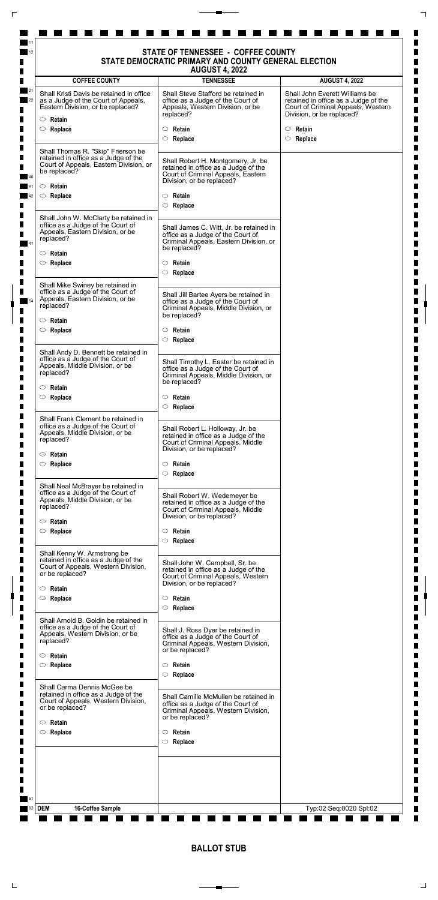# STATE OF TENNESSEE - COFFEE COUNTY
## STATE DEMOCRATIC PRIMARY AND COUNTY GENERAL ELECTION
### AUGUST 4, 2022

**COFFEE COUNTY**

Shall Kristi Davis be retained in office as a Judge of the Court of Appeals, Eastern Division, or be replaced?

- ○ **Retain**
- ○ **Replace**

Shall Thomas R. "Skip" Frierson be retained in office as a Judge of the Court of Appeals, Eastern Division, or be replaced?

- ○ **Retain**
- ○ **Replace**

Shall John W. McClarty be retained in office as a Judge of the Court of Appeals, Eastern Division, or be replaced?

- ○ **Retain**
- ○ **Replace**

Shall Mike Swiney be retained in office as a Judge of the Court of Appeals, Eastern Division, or be replaced?

- ○ **Retain**
- ○ **Replace**

Shall Andy D. Bennett be retained in office as a Judge of the Court of Appeals, Middle Division, or be replaced?

- ○ **Retain**
- ○ **Replace**

Shall Frank Clement be retained in office as a Judge of the Court of Appeals, Middle Division, or be replaced?

- ○ **Retain**
- ○ **Replace**

Shall Neal McBrayer be retained in office as a Judge of the Court of Appeals, Middle Division, or be replaced?

- ○ **Retain**
- ○ **Replace**

Shall Kenny W. Armstrong be retained in office as a Judge of the Court of Appeals, Western Division, or be replaced?

- ○ **Retain**
- ○ **Replace**

Shall Arnold B. Goldin be retained in office as a Judge of the Court of Appeals, Western Division, or be replaced?

- ○ **Retain**
- ○ **Replace**

Shall Carma Dennis McGee be retained in office as a Judge of the Court of Appeals, Western Division, or be replaced?

- ○ **Retain**
- ○ **Replace**

**TENNESSEE**

Shall Steve Stafford be retained in office as a Judge of the Court of Appeals, Western Division, or be replaced?

- ○ **Retain**
- ○ **Replace**

Shall Robert H. Montgomery, Jr. be retained in office as a Judge of the Court of Criminal Appeals, Eastern Division, or be replaced?

- ○ **Retain**
- ○ **Replace**

Shall James C. Witt, Jr. be retained in office as a Judge of the Court of Criminal Appeals, Eastern Division, or be replaced?

- ○ **Retain**
- ○ **Replace**

Shall Jill Bartee Ayers be retained in office as a Judge of the Court of Criminal Appeals, Middle Division, or be replaced?

- ○ **Retain**
- ○ **Replace**

Shall Timothy L. Easter be retained in office as a Judge of the Court of Criminal Appeals, Middle Division, or be replaced?

- ○ **Retain**
- ○ **Replace**

Shall Robert L. Holloway, Jr. be retained in office as a Judge of the Court of Criminal Appeals, Middle Division, or be replaced?

- ○ **Retain**
- ○ **Replace**

Shall Robert W. Wedemeyer be retained in office as a Judge of the Court of Criminal Appeals, Middle Division, or be replaced?

- ○ **Retain**
- ○ **Replace**

Shall John W. Campbell, Sr. be retained in office as a Judge of the Court of Criminal Appeals, Western Division, or be replaced?

- ○ **Retain**
- ○ **Replace**

Shall J. Ross Dyer be retained in office as a Judge of the Court of Criminal Appeals, Western Division, or be replaced?

- ○ **Retain**
- ○ **Replace**

Shall Camille McMullen be retained in office as a Judge of the Court of Criminal Appeals, Western Division, or be replaced?

- ○ **Retain**
- ○ **Replace**

**AUGUST 4, 2022**

Shall John Everett Williams be retained in office as a Judge of the Court of Criminal Appeals, Western Division, or be replaced?

- ○ **Retain**
- ○ **Replace**

**DEM** **16-Coffee Sample** Typ:02 Seq:0020 Spl:02

**BALLOT STUB**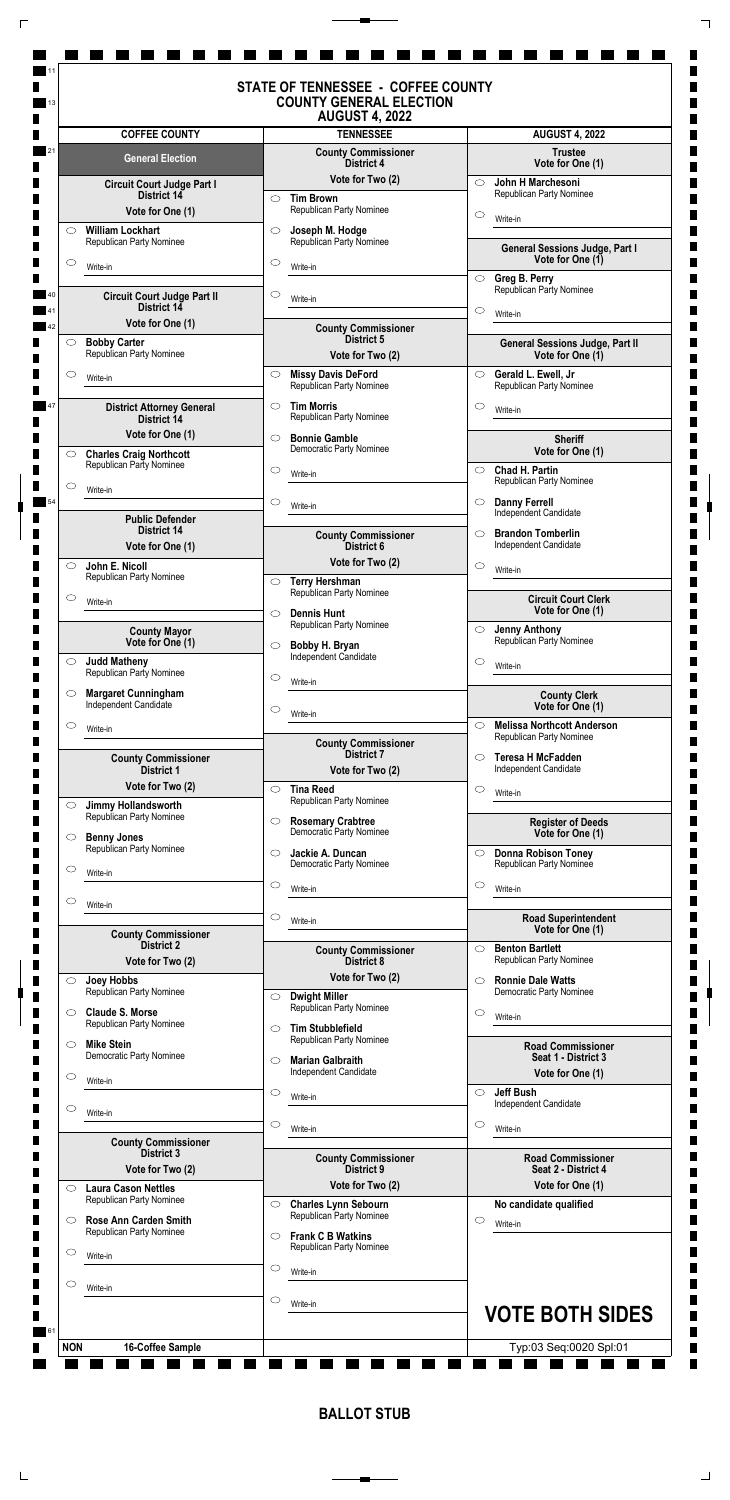# STATE OF TENNESSEE - COFFEE COUNTY
## COUNTY GENERAL ELECTION
## AUGUST 4, 2022

| COFFEE COUNTY | TENNESSEE | AUGUST 4, 2022 |
|---|---|---|

**General Election**

### Circuit Court Judge Part I
**District 14**
Vote for One (1)

- ○ William Lockhart — Republican Party Nominee
- ○ Write-in

### Circuit Court Judge Part II
**District 14**
Vote for One (1)

- ○ Bobby Carter — Republican Party Nominee
- ○ Write-in

### District Attorney General
**District 14**
Vote for One (1)

- ○ Charles Craig Northcott — Republican Party Nominee
- ○ Write-in

### Public Defender
**District 14**
Vote for One (1)

- ○ John E. Nicoll — Republican Party Nominee
- ○ Write-in

### County Mayor
Vote for One (1)

- ○ Judd Matheny — Republican Party Nominee
- ○ Margaret Cunningham — Independent Candidate
- ○ Write-in

### County Commissioner
**District 1**
Vote for Two (2)

- ○ Jimmy Hollandsworth — Republican Party Nominee
- ○ Benny Jones — Republican Party Nominee
- ○ Write-in
- ○ Write-in

### County Commissioner
**District 2**
Vote for Two (2)

- ○ Joey Hobbs — Republican Party Nominee
- ○ Claude S. Morse — Republican Party Nominee
- ○ Mike Stein — Democratic Party Nominee
- ○ Write-in
- ○ Write-in

### County Commissioner
**District 3**
Vote for Two (2)

- ○ Laura Cason Nettles — Republican Party Nominee
- ○ Rose Ann Carden Smith — Republican Party Nominee
- ○ Write-in
- ○ Write-in

### County Commissioner
**District 4**
Vote for Two (2)

- ○ Tim Brown — Republican Party Nominee
- ○ Joseph M. Hodge — Republican Party Nominee
- ○ Write-in
- ○ Write-in

### County Commissioner
**District 5**
Vote for Two (2)

- ○ Missy Davis DeFord — Republican Party Nominee
- ○ Tim Morris — Republican Party Nominee
- ○ Bonnie Gamble — Democratic Party Nominee
- ○ Write-in
- ○ Write-in

### County Commissioner
**District 6**
Vote for Two (2)

- ○ Terry Hershman — Republican Party Nominee
- ○ Dennis Hunt — Republican Party Nominee
- ○ Bobby H. Bryan — Independent Candidate
- ○ Write-in
- ○ Write-in

### County Commissioner
**District 7**
Vote for Two (2)

- ○ Tina Reed — Republican Party Nominee
- ○ Rosemary Crabtree — Democratic Party Nominee
- ○ Jackie A. Duncan — Democratic Party Nominee
- ○ Write-in
- ○ Write-in

### County Commissioner
**District 8**
Vote for Two (2)

- ○ Dwight Miller — Republican Party Nominee
- ○ Tim Stubblefield — Republican Party Nominee
- ○ Marian Galbraith — Independent Candidate
- ○ Write-in
- ○ Write-in

### County Commissioner
**District 9**
Vote for Two (2)

- ○ Charles Lynn Sebourn — Republican Party Nominee
- ○ Frank C B Watkins — Republican Party Nominee
- ○ Write-in
- ○ Write-in

### Trustee
Vote for One (1)

- ○ John H Marchesoni — Republican Party Nominee
- ○ Write-in

### General Sessions Judge, Part I
Vote for One (1)

- ○ Greg B. Perry — Republican Party Nominee
- ○ Write-in

### General Sessions Judge, Part II
Vote for One (1)

- ○ Gerald L. Ewell, Jr — Republican Party Nominee
- ○ Write-in

### Sheriff
Vote for One (1)

- ○ Chad H. Partin — Republican Party Nominee
- ○ Danny Ferrell — Independent Candidate
- ○ Brandon Tomberlin — Independent Candidate
- ○ Write-in

### Circuit Court Clerk
Vote for One (1)

- ○ Jenny Anthony — Republican Party Nominee
- ○ Write-in

### County Clerk
Vote for One (1)

- ○ Melissa Northcott Anderson — Republican Party Nominee
- ○ Teresa H McFadden — Independent Candidate
- ○ Write-in

### Register of Deeds
Vote for One (1)

- ○ Donna Robison Toney — Republican Party Nominee
- ○ Write-in

### Road Superintendent
Vote for One (1)

- ○ Benton Bartlett — Republican Party Nominee
- ○ Ronnie Dale Watts — Democratic Party Nominee
- ○ Write-in

### Road Commissioner
**Seat 1 - District 3**
Vote for One (1)

- ○ Jeff Bush — Independent Candidate
- ○ Write-in

### Road Commissioner
**Seat 2 - District 4**
Vote for One (1)

No candidate qualified

- ○ Write-in

**VOTE BOTH SIDES**

NON 16-Coffee Sample

Typ:03 Seq:0020 Spl:01

**BALLOT STUB**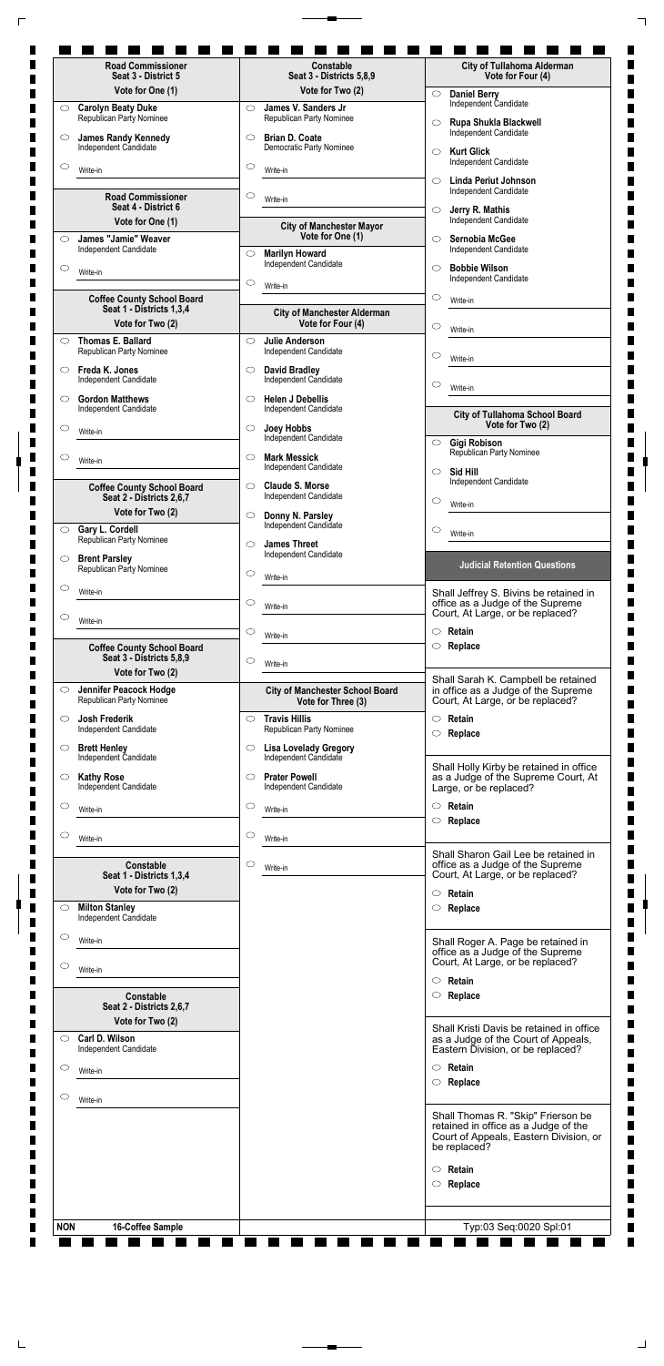### Road Commissioner
Seat 3 - District 5

Vote for One (1)

- Carolyn Beaty Duke
  Republican Party Nominee
- James Randy Kennedy
  Independent Candidate
- Write-in

### Road Commissioner
Seat 4 - District 6

Vote for One (1)

- James "Jamie" Weaver
  Independent Candidate
- Write-in

### Coffee County School Board
Seat 1 - Districts 1,3,4

Vote for Two (2)

- Thomas E. Ballard
  Republican Party Nominee
- Freda K. Jones
  Independent Candidate
- Gordon Matthews
  Independent Candidate
- Write-in
- Write-in

### Coffee County School Board
Seat 2 - Districts 2,6,7

Vote for Two (2)

- Gary L. Cordell
  Republican Party Nominee
- Brent Parsley
  Republican Party Nominee
- Write-in
- Write-in

### Coffee County School Board
Seat 3 - Districts 5,8,9

Vote for Two (2)

- Jennifer Peacock Hodge
  Republican Party Nominee
- Josh Frederik
  Independent Candidate
- Brett Henley
  Independent Candidate
- Kathy Rose
  Independent Candidate
- Write-in
- Write-in

### Constable
Seat 1 - Districts 1,3,4

Vote for Two (2)

- Milton Stanley
  Independent Candidate
- Write-in
- Write-in

### Constable
Seat 2 - Districts 2,6,7

Vote for Two (2)

- Carl D. Wilson
  Independent Candidate
- Write-in
- Write-in

### Constable
Seat 3 - Districts 5,8,9

Vote for Two (2)

- James V. Sanders Jr
  Republican Party Nominee
- Brian D. Coate
  Democratic Party Nominee
- Write-in
- Write-in

### City of Manchester Mayor
Vote for One (1)

- Marilyn Howard
  Independent Candidate
- Write-in

### City of Manchester Alderman
Vote for Four (4)

- Julie Anderson
  Independent Candidate
- David Bradley
  Independent Candidate
- Helen J Debellis
  Independent Candidate
- Joey Hobbs
  Independent Candidate
- Mark Messick
  Independent Candidate
- Claude S. Morse
  Independent Candidate
- Donny N. Parsley
  Independent Candidate
- James Threet
  Independent Candidate
- Write-in
- Write-in
- Write-in
- Write-in

### City of Manchester School Board
Vote for Three (3)

- Travis Hillis
  Republican Party Nominee
- Lisa Lovelady Gregory
  Independent Candidate
- Prater Powell
  Independent Candidate
- Write-in
- Write-in
- Write-in

### City of Tullahoma Alderman
Vote for Four (4)

- Daniel Berry
  Independent Candidate
- Rupa Shukla Blackwell
  Independent Candidate
- Kurt Glick
  Independent Candidate
- Linda Periut Johnson
  Independent Candidate
- Jerry R. Mathis
  Independent Candidate
- Sernobia McGee
  Independent Candidate
- Bobbie Wilson
  Independent Candidate
- Write-in
- Write-in
- Write-in
- Write-in

### City of Tullahoma School Board
Vote for Two (2)

- Gigi Robison
  Republican Party Nominee
- Sid Hill
  Independent Candidate
- Write-in
- Write-in

### Judicial Retention Questions

Shall Jeffrey S. Bivins be retained in office as a Judge of the Supreme Court, At Large, or be replaced?

- Retain
- Replace

Shall Sarah K. Campbell be retained in office as a Judge of the Supreme Court, At Large, or be replaced?

- Retain
- Replace

Shall Holly Kirby be retained in office as a Judge of the Supreme Court, At Large, or be replaced?

- Retain
- Replace

Shall Sharon Gail Lee be retained in office as a Judge of the Supreme Court, At Large, or be replaced?

- Retain
- Replace

Shall Roger A. Page be retained in office as a Judge of the Supreme Court, At Large, or be replaced?

- Retain
- Replace

Shall Kristi Davis be retained in office as a Judge of the Court of Appeals, Eastern Division, or be replaced?

- Retain
- Replace

Shall Thomas R. "Skip" Frierson be retained in office as a Judge of the Court of Appeals, Eastern Division, or be replaced?

- Retain
- Replace

NON 16-Coffee Sample

Typ:03 Seq:0020 Spl:01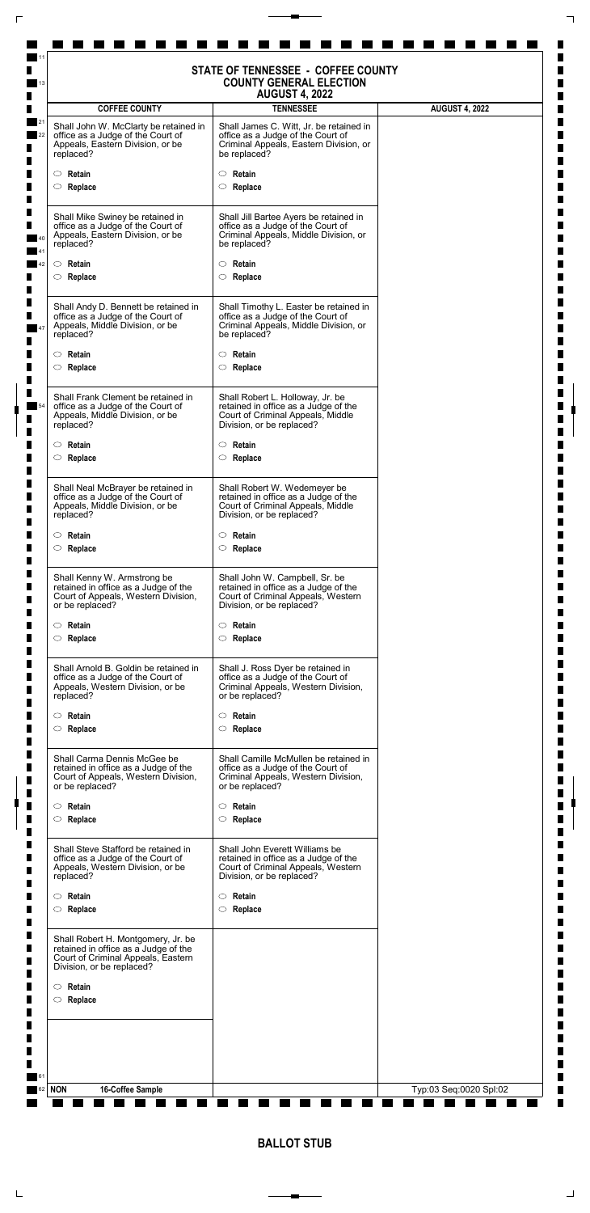# STATE OF TENNESSEE - COFFEE COUNTY
## COUNTY GENERAL ELECTION
## AUGUST 4, 2022

| COFFEE COUNTY | TENNESSEE | AUGUST 4, 2022 |
|---|---|---|

Shall John W. McClarty be retained in office as a Judge of the Court of Appeals, Eastern Division, or be replaced?

- ○ **Retain**
- ○ **Replace**

Shall Mike Swiney be retained in office as a Judge of the Court of Appeals, Eastern Division, or be replaced?

- ○ **Retain**
- ○ **Replace**

Shall Andy D. Bennett be retained in office as a Judge of the Court of Appeals, Middle Division, or be replaced?

- ○ **Retain**
- ○ **Replace**

Shall Frank Clement be retained in office as a Judge of the Court of Appeals, Middle Division, or be replaced?

- ○ **Retain**
- ○ **Replace**

Shall Neal McBrayer be retained in office as a Judge of the Court of Appeals, Middle Division, or be replaced?

- ○ **Retain**
- ○ **Replace**

Shall Kenny W. Armstrong be retained in office as a Judge of the Court of Appeals, Western Division, or be replaced?

- ○ **Retain**
- ○ **Replace**

Shall Arnold B. Goldin be retained in office as a Judge of the Court of Appeals, Western Division, or be replaced?

- ○ **Retain**
- ○ **Replace**

Shall Carma Dennis McGee be retained in office as a Judge of the Court of Appeals, Western Division, or be replaced?

- ○ **Retain**
- ○ **Replace**

Shall Steve Stafford be retained in office as a Judge of the Court of Appeals, Western Division, or be replaced?

- ○ **Retain**
- ○ **Replace**

Shall Robert H. Montgomery, Jr. be retained in office as a Judge of the Court of Criminal Appeals, Eastern Division, or be replaced?

- ○ **Retain**
- ○ **Replace**

Shall James C. Witt, Jr. be retained in office as a Judge of the Court of Criminal Appeals, Eastern Division, or be replaced?

- ○ **Retain**
- ○ **Replace**

Shall Jill Bartee Ayers be retained in office as a Judge of the Court of Criminal Appeals, Middle Division, or be replaced?

- ○ **Retain**
- ○ **Replace**

Shall Timothy L. Easter be retained in office as a Judge of the Court of Criminal Appeals, Middle Division, or be replaced?

- ○ **Retain**
- ○ **Replace**

Shall Robert L. Holloway, Jr. be retained in office as a Judge of the Court of Criminal Appeals, Middle Division, or be replaced?

- ○ **Retain**
- ○ **Replace**

Shall Robert W. Wedemeyer be retained in office as a Judge of the Court of Criminal Appeals, Middle Division, or be replaced?

- ○ **Retain**
- ○ **Replace**

Shall John W. Campbell, Sr. be retained in office as a Judge of the Court of Criminal Appeals, Western Division, or be replaced?

- ○ **Retain**
- ○ **Replace**

Shall J. Ross Dyer be retained in office as a Judge of the Court of Criminal Appeals, Western Division, or be replaced?

- ○ **Retain**
- ○ **Replace**

Shall Camille McMullen be retained in office as a Judge of the Court of Criminal Appeals, Western Division, or be replaced?

- ○ **Retain**
- ○ **Replace**

Shall John Everett Williams be retained in office as a Judge of the Court of Criminal Appeals, Western Division, or be replaced?

- ○ **Retain**
- ○ **Replace**

**NON 16-Coffee Sample** Typ:03 Seq:0020 Spl:02

**BALLOT STUB**